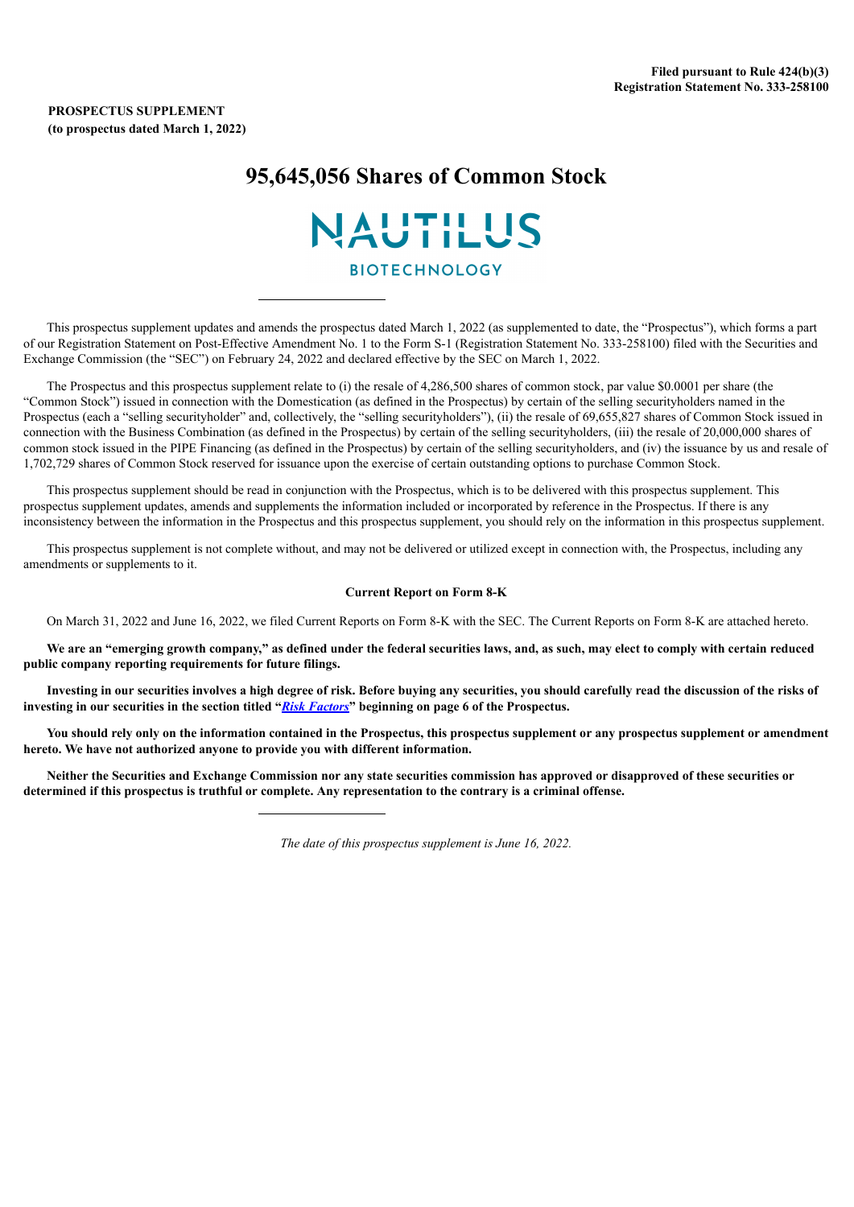Filed pursuant to Rule 424(b)(3)
Registration Statement No. 333-258100

**PROSPECTUS SUPPLEMENT**
**(to prospectus dated March 1, 2022)**

# 95,645,056 Shares of Common Stock

NAUTILUS
BIOTECHNOLOGY

---

This prospectus supplement updates and amends the prospectus dated March 1, 2022 (as supplemented to date, the "Prospectus"), which forms a part of our Registration Statement on Post-Effective Amendment No. 1 to the Form S-1 (Registration Statement No. 333-258100) filed with the Securities and Exchange Commission (the "SEC") on February 24, 2022 and declared effective by the SEC on March 1, 2022.

The Prospectus and this prospectus supplement relate to (i) the resale of 4,286,500 shares of common stock, par value $0.0001 per share (the "Common Stock") issued in connection with the Domestication (as defined in the Prospectus) by certain of the selling securityholders named in the Prospectus (each a "selling securityholder" and, collectively, the "selling securityholders"), (ii) the resale of 69,655,827 shares of Common Stock issued in connection with the Business Combination (as defined in the Prospectus) by certain of the selling securityholders, (iii) the resale of 20,000,000 shares of common stock issued in the PIPE Financing (as defined in the Prospectus) by certain of the selling securityholders, and (iv) the issuance by us and resale of 1,702,729 shares of Common Stock reserved for issuance upon the exercise of certain outstanding options to purchase Common Stock.

This prospectus supplement should be read in conjunction with the Prospectus, which is to be delivered with this prospectus supplement. This prospectus supplement updates, amends and supplements the information included or incorporated by reference in the Prospectus. If there is any inconsistency between the information in the Prospectus and this prospectus supplement, you should rely on the information in this prospectus supplement.

This prospectus supplement is not complete without, and may not be delivered or utilized except in connection with, the Prospectus, including any amendments or supplements to it.

**Current Report on Form 8-K**

On March 31, 2022 and June 16, 2022, we filed Current Reports on Form 8-K with the SEC. The Current Reports on Form 8-K are attached hereto.

**We are an "emerging growth company," as defined under the federal securities laws, and, as such, may elect to comply with certain reduced public company reporting requirements for future filings.**

**Investing in our securities involves a high degree of risk. Before buying any securities, you should carefully read the discussion of the risks of investing in our securities in the section titled "*Risk Factors*" beginning on page 6 of the Prospectus.**

**You should rely only on the information contained in the Prospectus, this prospectus supplement or any prospectus supplement or amendment hereto. We have not authorized anyone to provide you with different information.**

**Neither the Securities and Exchange Commission nor any state securities commission has approved or disapproved of these securities or determined if this prospectus is truthful or complete. Any representation to the contrary is a criminal offense.**

---

*The date of this prospectus supplement is June 16, 2022.*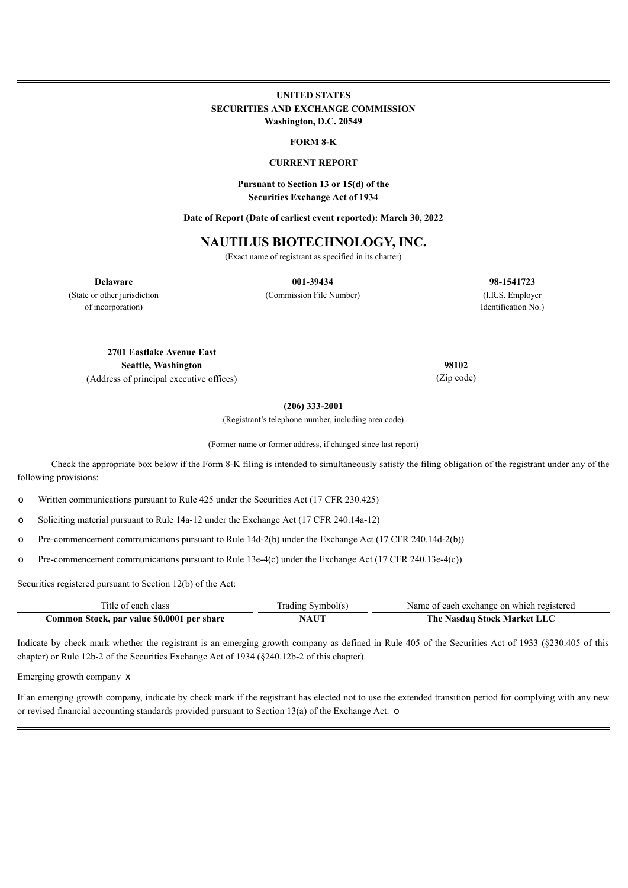**UNITED STATES**
**SECURITIES AND EXCHANGE COMMISSION**
**Washington, D.C. 20549**

**FORM 8-K**

**CURRENT REPORT**

**Pursuant to Section 13 or 15(d) of the**
**Securities Exchange Act of 1934**

**Date of Report (Date of earliest event reported): March 30, 2022**

# NAUTILUS BIOTECHNOLOGY, INC.

(Exact name of registrant as specified in its charter)

| **Delaware** | **001-39434** | **98-1541723** |
|---|---|---|
| (State or other jurisdiction of incorporation) | (Commission File Number) | (I.R.S. Employer Identification No.) |

| **2701 Eastlake Avenue East**<br>**Seattle, Washington** | **98102** |
|---|---|
| (Address of principal executive offices) | (Zip code) |

**(206) 333-2001**

(Registrant's telephone number, including area code)

(Former name or former address, if changed since last report)

Check the appropriate box below if the Form 8-K filing is intended to simultaneously satisfy the filing obligation of the registrant under any of the following provisions:

o Written communications pursuant to Rule 425 under the Securities Act (17 CFR 230.425)

o Soliciting material pursuant to Rule 14a-12 under the Exchange Act (17 CFR 240.14a-12)

o Pre-commencement communications pursuant to Rule 14d-2(b) under the Exchange Act (17 CFR 240.14d-2(b))

o Pre-commencement communications pursuant to Rule 13e-4(c) under the Exchange Act (17 CFR 240.13e-4(c))

Securities registered pursuant to Section 12(b) of the Act:

| Title of each class | Trading Symbol(s) | Name of each exchange on which registered |
|---|---|---|
| **Common Stock, par value $0.0001 per share** | **NAUT** | **The Nasdaq Stock Market LLC** |

Indicate by check mark whether the registrant is an emerging growth company as defined in Rule 405 of the Securities Act of 1933 (§230.405 of this chapter) or Rule 12b-2 of the Securities Exchange Act of 1934 (§240.12b-2 of this chapter).

Emerging growth company x

If an emerging growth company, indicate by check mark if the registrant has elected not to use the extended transition period for complying with any new or revised financial accounting standards provided pursuant to Section 13(a) of the Exchange Act. o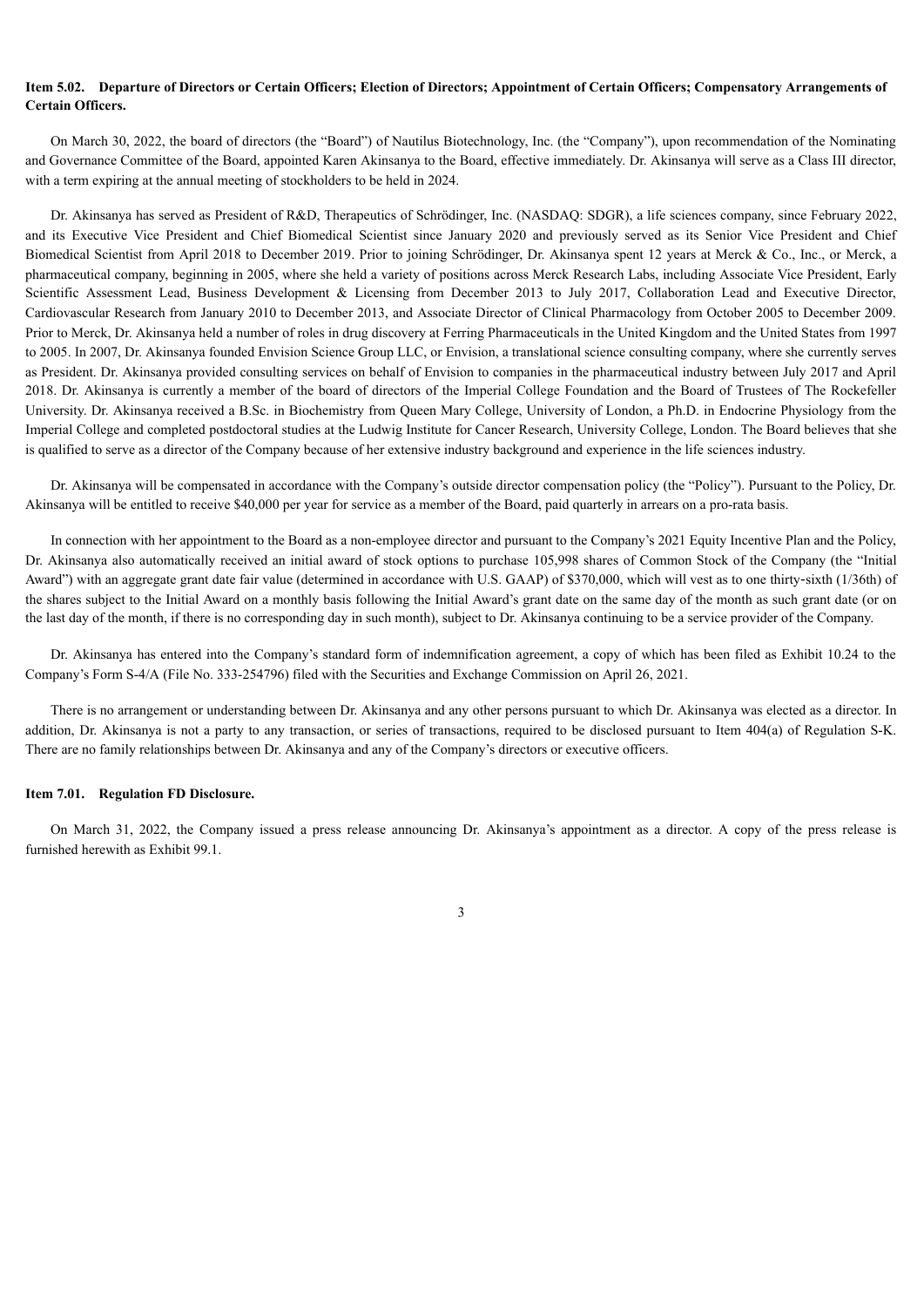**Item 5.02. Departure of Directors or Certain Officers; Election of Directors; Appointment of Certain Officers; Compensatory Arrangements of Certain Officers.**

On March 30, 2022, the board of directors (the "Board") of Nautilus Biotechnology, Inc. (the "Company"), upon recommendation of the Nominating and Governance Committee of the Board, appointed Karen Akinsanya to the Board, effective immediately. Dr. Akinsanya will serve as a Class III director, with a term expiring at the annual meeting of stockholders to be held in 2024.

Dr. Akinsanya has served as President of R&D, Therapeutics of Schrödinger, Inc. (NASDAQ: SDGR), a life sciences company, since February 2022, and its Executive Vice President and Chief Biomedical Scientist since January 2020 and previously served as its Senior Vice President and Chief Biomedical Scientist from April 2018 to December 2019. Prior to joining Schrödinger, Dr. Akinsanya spent 12 years at Merck & Co., Inc., or Merck, a pharmaceutical company, beginning in 2005, where she held a variety of positions across Merck Research Labs, including Associate Vice President, Early Scientific Assessment Lead, Business Development & Licensing from December 2013 to July 2017, Collaboration Lead and Executive Director, Cardiovascular Research from January 2010 to December 2013, and Associate Director of Clinical Pharmacology from October 2005 to December 2009. Prior to Merck, Dr. Akinsanya held a number of roles in drug discovery at Ferring Pharmaceuticals in the United Kingdom and the United States from 1997 to 2005. In 2007, Dr. Akinsanya founded Envision Science Group LLC, or Envision, a translational science consulting company, where she currently serves as President. Dr. Akinsanya provided consulting services on behalf of Envision to companies in the pharmaceutical industry between July 2017 and April 2018. Dr. Akinsanya is currently a member of the board of directors of the Imperial College Foundation and the Board of Trustees of The Rockefeller University. Dr. Akinsanya received a B.Sc. in Biochemistry from Queen Mary College, University of London, a Ph.D. in Endocrine Physiology from the Imperial College and completed postdoctoral studies at the Ludwig Institute for Cancer Research, University College, London. The Board believes that she is qualified to serve as a director of the Company because of her extensive industry background and experience in the life sciences industry.

Dr. Akinsanya will be compensated in accordance with the Company's outside director compensation policy (the "Policy"). Pursuant to the Policy, Dr. Akinsanya will be entitled to receive $40,000 per year for service as a member of the Board, paid quarterly in arrears on a pro-rata basis.

In connection with her appointment to the Board as a non-employee director and pursuant to the Company's 2021 Equity Incentive Plan and the Policy, Dr. Akinsanya also automatically received an initial award of stock options to purchase 105,998 shares of Common Stock of the Company (the "Initial Award") with an aggregate grant date fair value (determined in accordance with U.S. GAAP) of $370,000, which will vest as to one thirty-sixth (1/36th) of the shares subject to the Initial Award on a monthly basis following the Initial Award's grant date on the same day of the month as such grant date (or on the last day of the month, if there is no corresponding day in such month), subject to Dr. Akinsanya continuing to be a service provider of the Company.

Dr. Akinsanya has entered into the Company's standard form of indemnification agreement, a copy of which has been filed as Exhibit 10.24 to the Company's Form S-4/A (File No. 333-254796) filed with the Securities and Exchange Commission on April 26, 2021.

There is no arrangement or understanding between Dr. Akinsanya and any other persons pursuant to which Dr. Akinsanya was elected as a director. In addition, Dr. Akinsanya is not a party to any transaction, or series of transactions, required to be disclosed pursuant to Item 404(a) of Regulation S-K. There are no family relationships between Dr. Akinsanya and any of the Company's directors or executive officers.

**Item 7.01. Regulation FD Disclosure.**

On March 31, 2022, the Company issued a press release announcing Dr. Akinsanya's appointment as a director. A copy of the press release is furnished herewith as Exhibit 99.1.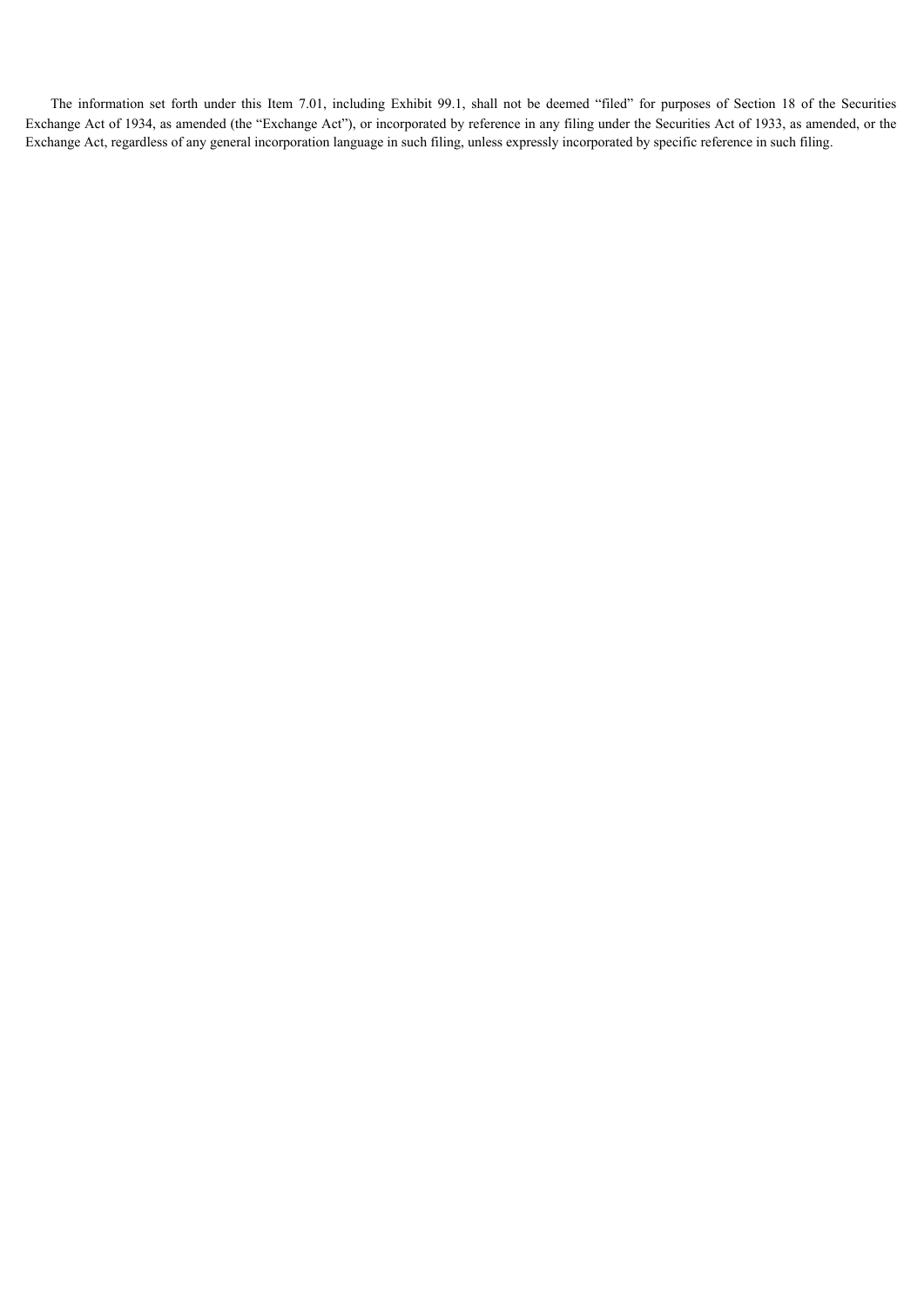The information set forth under this Item 7.01, including Exhibit 99.1, shall not be deemed "filed" for purposes of Section 18 of the Securities Exchange Act of 1934, as amended (the "Exchange Act"), or incorporated by reference in any filing under the Securities Act of 1933, as amended, or the Exchange Act, regardless of any general incorporation language in such filing, unless expressly incorporated by specific reference in such filing.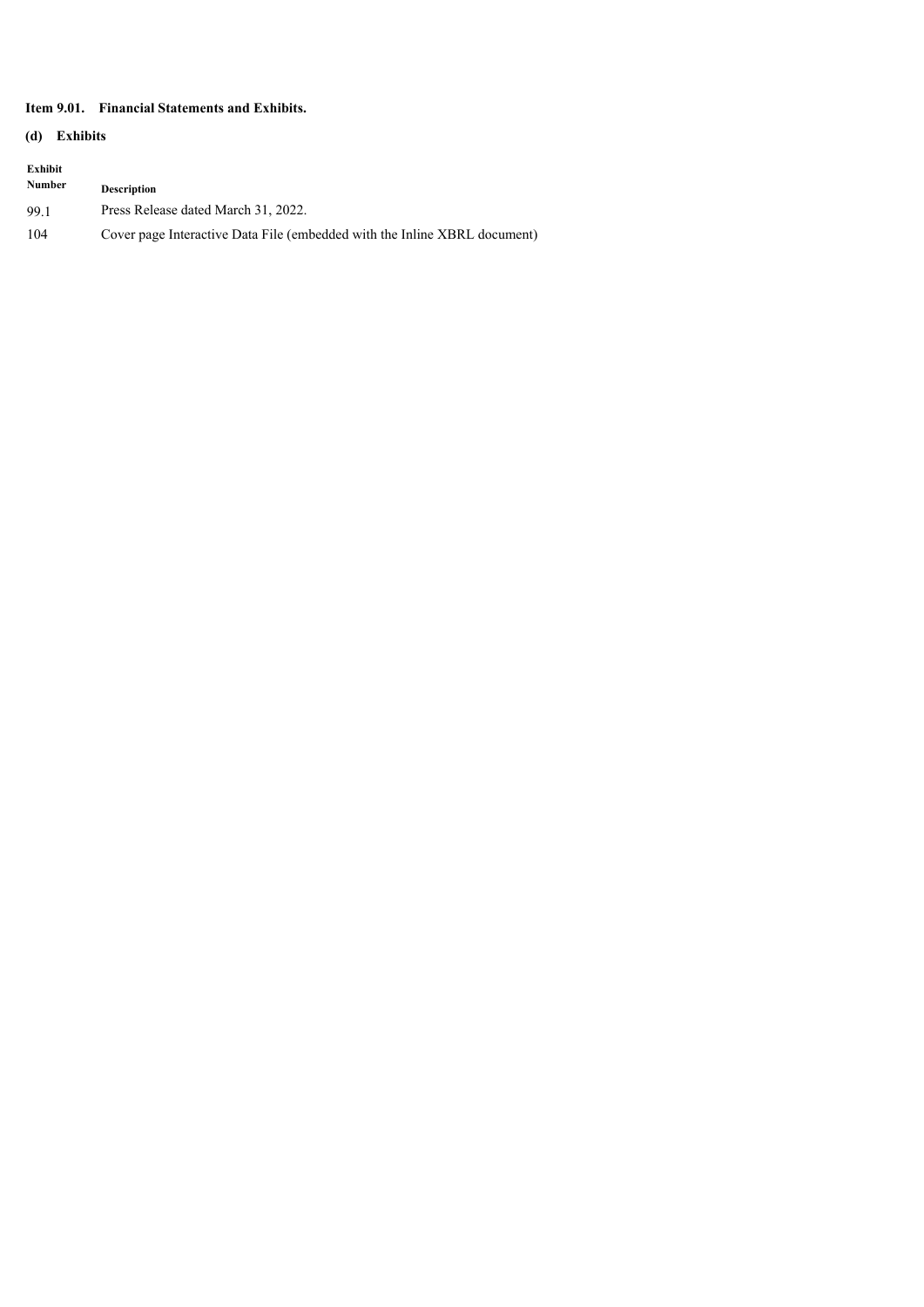**Item 9.01. Financial Statements and Exhibits.**

**(d) Exhibits**

| Exhibit Number | Description |
|---|---|
| 99.1 | Press Release dated March 31, 2022. |
| 104 | Cover page Interactive Data File (embedded with the Inline XBRL document) |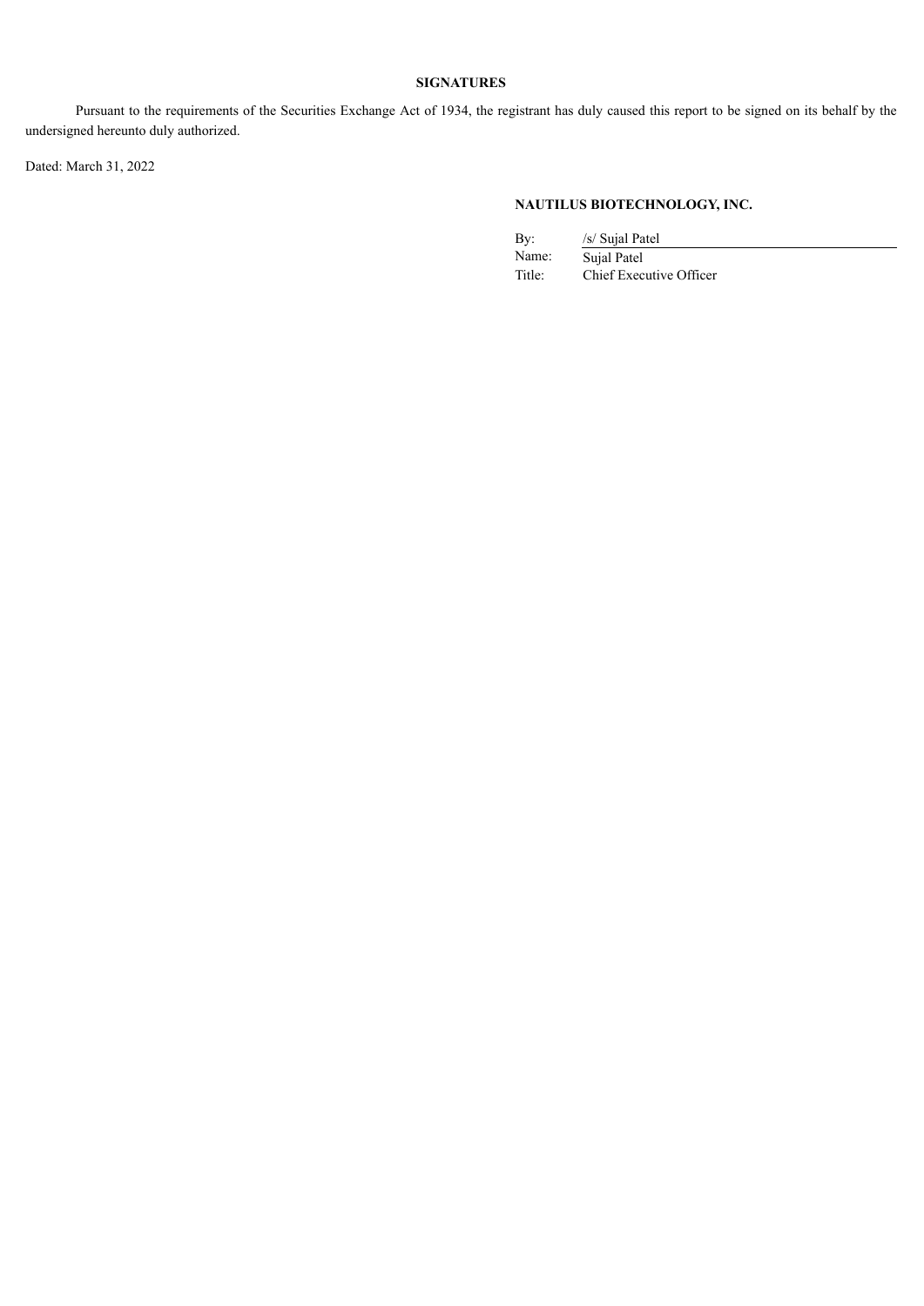## SIGNATURES

Pursuant to the requirements of the Securities Exchange Act of 1934, the registrant has duly caused this report to be signed on its behalf by the undersigned hereunto duly authorized.

Dated: March 31, 2022

**NAUTILUS BIOTECHNOLOGY, INC.**

| | |
|---|---|
| By: | /s/ Sujal Patel |
| Name: | Sujal Patel |
| Title: | Chief Executive Officer |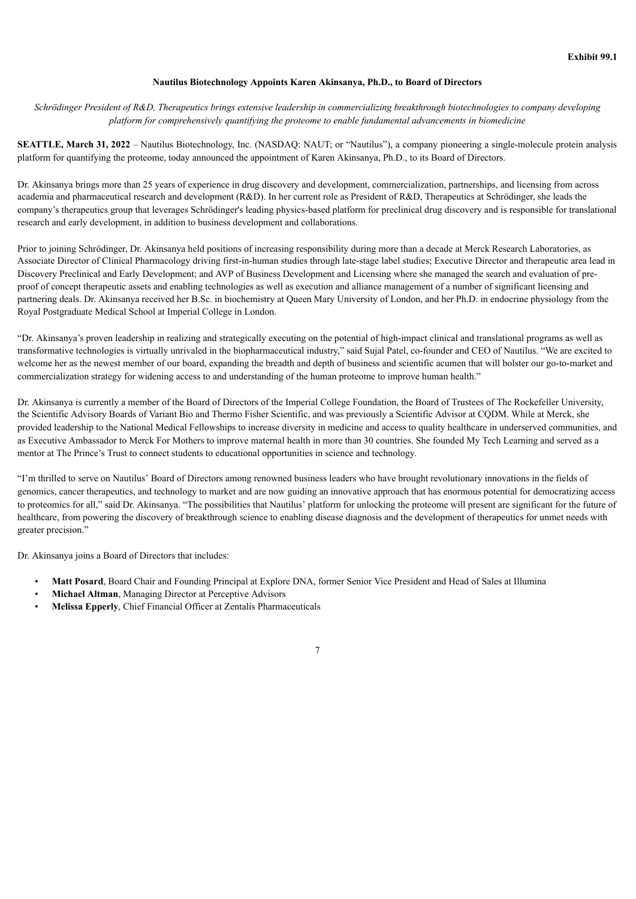**Exhibit 99.1**

**Nautilus Biotechnology Appoints Karen Akinsanya, Ph.D., to Board of Directors**

*Schrödinger President of R&D, Therapeutics brings extensive leadership in commercializing breakthrough biotechnologies to company developing platform for comprehensively quantifying the proteome to enable fundamental advancements in biomedicine*

**SEATTLE, March 31, 2022** – Nautilus Biotechnology, Inc. (NASDAQ: NAUT; or "Nautilus"), a company pioneering a single-molecule protein analysis platform for quantifying the proteome, today announced the appointment of Karen Akinsanya, Ph.D., to its Board of Directors.

Dr. Akinsanya brings more than 25 years of experience in drug discovery and development, commercialization, partnerships, and licensing from across academia and pharmaceutical research and development (R&D). In her current role as President of R&D, Therapeutics at Schrödinger, she leads the company's therapeutics group that leverages Schrödinger's leading physics-based platform for preclinical drug discovery and is responsible for translational research and early development, in addition to business development and collaborations.

Prior to joining Schrödinger, Dr. Akinsanya held positions of increasing responsibility during more than a decade at Merck Research Laboratories, as Associate Director of Clinical Pharmacology driving first-in-human studies through late-stage label studies; Executive Director and therapeutic area lead in Discovery Preclinical and Early Development; and AVP of Business Development and Licensing where she managed the search and evaluation of pre-proof of concept therapeutic assets and enabling technologies as well as execution and alliance management of a number of significant licensing and partnering deals. Dr. Akinsanya received her B.Sc. in biochemistry at Queen Mary University of London, and her Ph.D. in endocrine physiology from the Royal Postgraduate Medical School at Imperial College in London.

"Dr. Akinsanya's proven leadership in realizing and strategically executing on the potential of high-impact clinical and translational programs as well as transformative technologies is virtually unrivaled in the biopharmaceutical industry," said Sujal Patel, co-founder and CEO of Nautilus. "We are excited to welcome her as the newest member of our board, expanding the breadth and depth of business and scientific acumen that will bolster our go-to-market and commercialization strategy for widening access to and understanding of the human proteome to improve human health."

Dr. Akinsanya is currently a member of the Board of Directors of the Imperial College Foundation, the Board of Trustees of The Rockefeller University, the Scientific Advisory Boards of Variant Bio and Thermo Fisher Scientific, and was previously a Scientific Advisor at CQDM. While at Merck, she provided leadership to the National Medical Fellowships to increase diversity in medicine and access to quality healthcare in underserved communities, and as Executive Ambassador to Merck For Mothers to improve maternal health in more than 30 countries. She founded My Tech Learning and served as a mentor at The Prince's Trust to connect students to educational opportunities in science and technology.

"I'm thrilled to serve on Nautilus' Board of Directors among renowned business leaders who have brought revolutionary innovations in the fields of genomics, cancer therapeutics, and technology to market and are now guiding an innovative approach that has enormous potential for democratizing access to proteomics for all," said Dr. Akinsanya. "The possibilities that Nautilus' platform for unlocking the proteome will present are significant for the future of healthcare, from powering the discovery of breakthrough science to enabling disease diagnosis and the development of therapeutics for unmet needs with greater precision."

Dr. Akinsanya joins a Board of Directors that includes:

- **Matt Posard**, Board Chair and Founding Principal at Explore DNA, former Senior Vice President and Head of Sales at Illumina
- **Michael Altman**, Managing Director at Perceptive Advisors
- **Melissa Epperly**, Chief Financial Officer at Zentalis Pharmaceuticals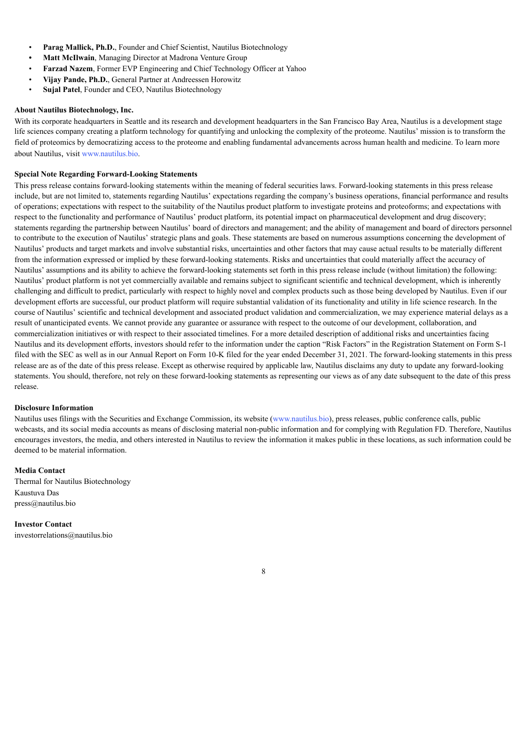- **Parag Mallick, Ph.D.**, Founder and Chief Scientist, Nautilus Biotechnology
- **Matt McIlwain**, Managing Director at Madrona Venture Group
- **Farzad Nazem**, Former EVP Engineering and Chief Technology Officer at Yahoo
- **Vijay Pande, Ph.D.**, General Partner at Andreessen Horowitz
- **Sujal Patel**, Founder and CEO, Nautilus Biotechnology

**About Nautilus Biotechnology, Inc.**

With its corporate headquarters in Seattle and its research and development headquarters in the San Francisco Bay Area, Nautilus is a development stage life sciences company creating a platform technology for quantifying and unlocking the complexity of the proteome. Nautilus' mission is to transform the field of proteomics by democratizing access to the proteome and enabling fundamental advancements across human health and medicine. To learn more about Nautilus, visit www.nautilus.bio.

**Special Note Regarding Forward-Looking Statements**

This press release contains forward-looking statements within the meaning of federal securities laws. Forward-looking statements in this press release include, but are not limited to, statements regarding Nautilus' expectations regarding the company's business operations, financial performance and results of operations; expectations with respect to the suitability of the Nautilus product platform to investigate proteins and proteoforms; and expectations with respect to the functionality and performance of Nautilus' product platform, its potential impact on pharmaceutical development and drug discovery; statements regarding the partnership between Nautilus' board of directors and management; and the ability of management and board of directors personnel to contribute to the execution of Nautilus' strategic plans and goals. These statements are based on numerous assumptions concerning the development of Nautilus' products and target markets and involve substantial risks, uncertainties and other factors that may cause actual results to be materially different from the information expressed or implied by these forward-looking statements. Risks and uncertainties that could materially affect the accuracy of Nautilus' assumptions and its ability to achieve the forward-looking statements set forth in this press release include (without limitation) the following: Nautilus' product platform is not yet commercially available and remains subject to significant scientific and technical development, which is inherently challenging and difficult to predict, particularly with respect to highly novel and complex products such as those being developed by Nautilus. Even if our development efforts are successful, our product platform will require substantial validation of its functionality and utility in life science research. In the course of Nautilus' scientific and technical development and associated product validation and commercialization, we may experience material delays as a result of unanticipated events. We cannot provide any guarantee or assurance with respect to the outcome of our development, collaboration, and commercialization initiatives or with respect to their associated timelines. For a more detailed description of additional risks and uncertainties facing Nautilus and its development efforts, investors should refer to the information under the caption "Risk Factors" in the Registration Statement on Form S-1 filed with the SEC as well as in our Annual Report on Form 10-K filed for the year ended December 31, 2021. The forward-looking statements in this press release are as of the date of this press release. Except as otherwise required by applicable law, Nautilus disclaims any duty to update any forward-looking statements. You should, therefore, not rely on these forward-looking statements as representing our views as of any date subsequent to the date of this press release.

**Disclosure Information**

Nautilus uses filings with the Securities and Exchange Commission, its website (www.nautilus.bio), press releases, public conference calls, public webcasts, and its social media accounts as means of disclosing material non-public information and for complying with Regulation FD. Therefore, Nautilus encourages investors, the media, and others interested in Nautilus to review the information it makes public in these locations, as such information could be deemed to be material information.

**Media Contact**

Thermal for Nautilus Biotechnology
Kaustuva Das
press@nautilus.bio

**Investor Contact**

investorrelations@nautilus.bio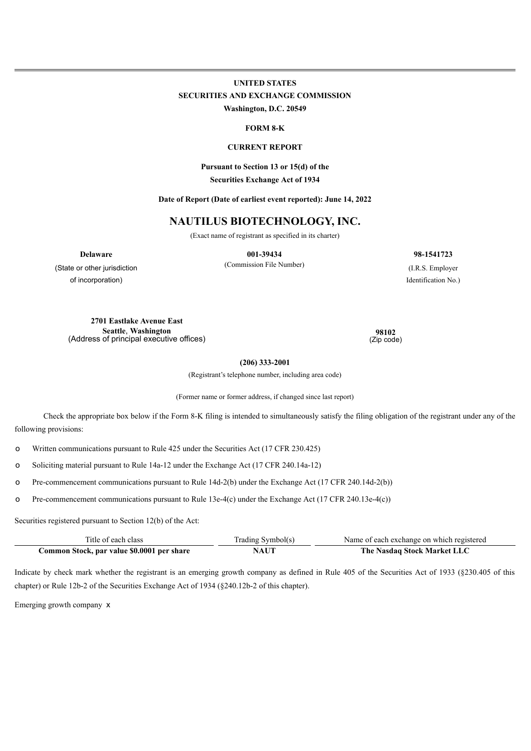# UNITED STATES
## SECURITIES AND EXCHANGE COMMISSION
**Washington, D.C. 20549**

**FORM 8-K**

**CURRENT REPORT**

**Pursuant to Section 13 or 15(d) of the Securities Exchange Act of 1934**

**Date of Report (Date of earliest event reported): June 14, 2022**

# NAUTILUS BIOTECHNOLOGY, INC.

(Exact name of registrant as specified in its charter)

| **Delaware** | **001-39434** | **98-1541723** |
|---|---|---|
| (State or other jurisdiction of incorporation) | (Commission File Number) | (I.R.S. Employer Identification No.) |

| **2701 Eastlake Avenue East** **Seattle**, **Washington** | **98102** |
|---|---|
| (Address of principal executive offices) | (Zip code) |

**(206) 333-2001**

(Registrant's telephone number, including area code)

(Former name or former address, if changed since last report)

Check the appropriate box below if the Form 8-K filing is intended to simultaneously satisfy the filing obligation of the registrant under any of the following provisions:

o Written communications pursuant to Rule 425 under the Securities Act (17 CFR 230.425)

o Soliciting material pursuant to Rule 14a-12 under the Exchange Act (17 CFR 240.14a-12)

o Pre-commencement communications pursuant to Rule 14d-2(b) under the Exchange Act (17 CFR 240.14d-2(b))

o Pre-commencement communications pursuant to Rule 13e-4(c) under the Exchange Act (17 CFR 240.13e-4(c))

Securities registered pursuant to Section 12(b) of the Act:

| Title of each class | Trading Symbol(s) | Name of each exchange on which registered |
|---|---|---|
| **Common Stock, par value $0.0001 per share** | **NAUT** | **The Nasdaq Stock Market LLC** |

Indicate by check mark whether the registrant is an emerging growth company as defined in Rule 405 of the Securities Act of 1933 (§230.405 of this chapter) or Rule 12b-2 of the Securities Exchange Act of 1934 (§240.12b-2 of this chapter).

Emerging growth company x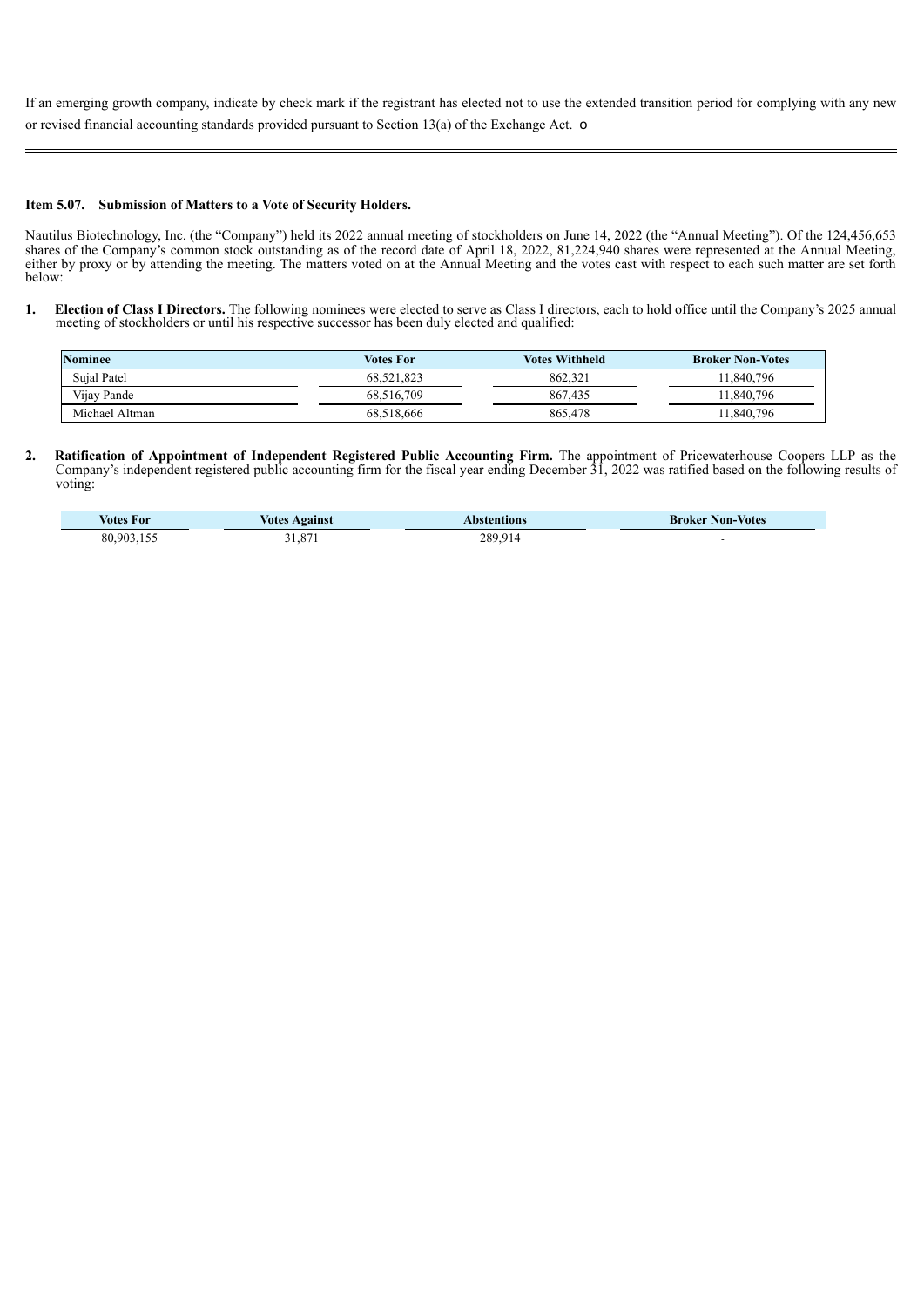If an emerging growth company, indicate by check mark if the registrant has elected not to use the extended transition period for complying with any new or revised financial accounting standards provided pursuant to Section 13(a) of the Exchange Act. o

---

**Item 5.07. Submission of Matters to a Vote of Security Holders.**

Nautilus Biotechnology, Inc. (the "Company") held its 2022 annual meeting of stockholders on June 14, 2022 (the "Annual Meeting"). Of the 124,456,653 shares of the Company's common stock outstanding as of the record date of April 18, 2022, 81,224,940 shares were represented at the Annual Meeting, either by proxy or by attending the meeting. The matters voted on at the Annual Meeting and the votes cast with respect to each such matter are set forth below:

1. **Election of Class I Directors.** The following nominees were elected to serve as Class I directors, each to hold office until the Company's 2025 annual meeting of stockholders or until his respective successor has been duly elected and qualified:

| Nominee | Votes For | Votes Withheld | Broker Non-Votes |
|---|---|---|---|
| Sujal Patel | 68,521,823 | 862,321 | 11,840,796 |
| Vijay Pande | 68,516,709 | 867,435 | 11,840,796 |
| Michael Altman | 68,518,666 | 865,478 | 11,840,796 |

2. **Ratification of Appointment of Independent Registered Public Accounting Firm.** The appointment of Pricewaterhouse Coopers LLP as the Company's independent registered public accounting firm for the fiscal year ending December 31, 2022 was ratified based on the following results of voting:

| Votes For | Votes Against | Abstentions | Broker Non-Votes |
|---|---|---|---|
| 80,903,155 | 31,871 | 289,914 | - |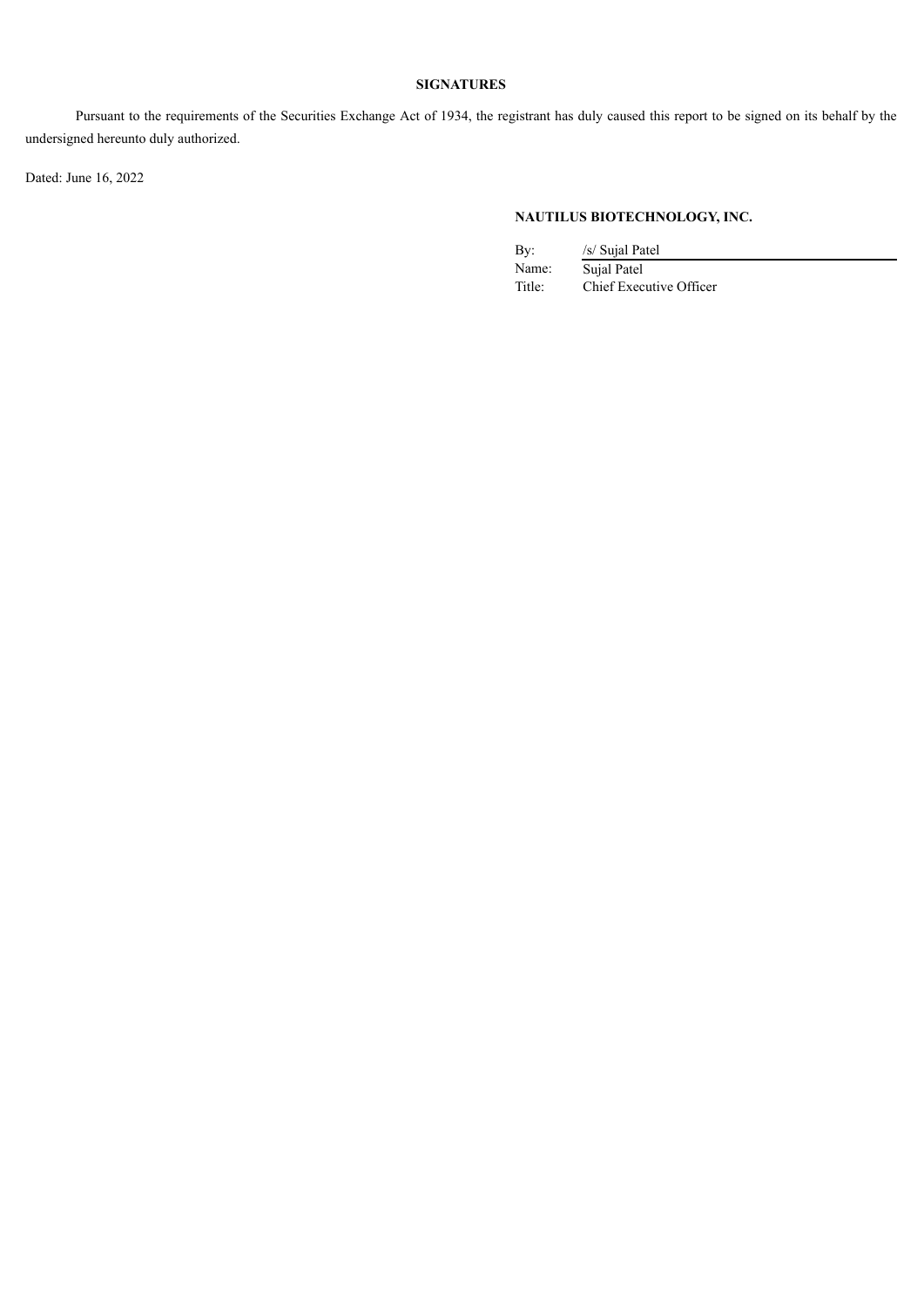## SIGNATURES

Pursuant to the requirements of the Securities Exchange Act of 1934, the registrant has duly caused this report to be signed on its behalf by the undersigned hereunto duly authorized.

Dated: June 16, 2022

**NAUTILUS BIOTECHNOLOGY, INC.**

| | |
|---|---|
| By: | /s/ Sujal Patel |
| Name: | Sujal Patel |
| Title: | Chief Executive Officer |